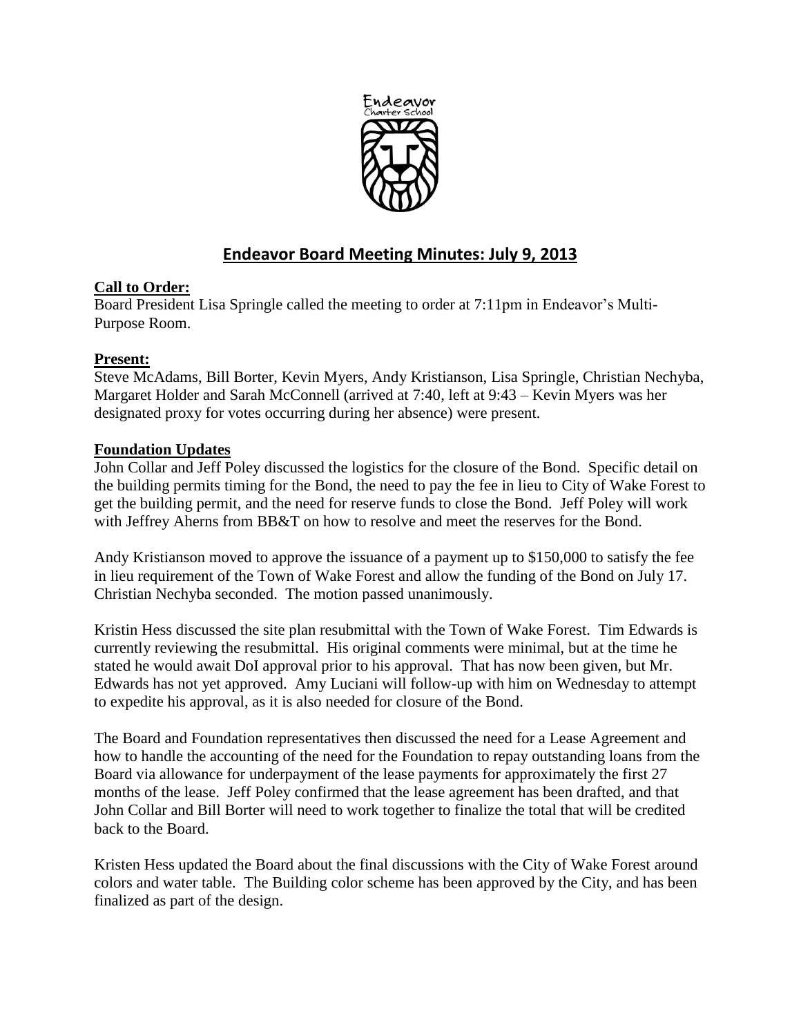# Endeavor Board Meeting Minutes: July 9, 2013

**Call to Order:**

Board President Lisa Springle called the meeting to order at 7:11pm in Endeavor's Multi-Purpose Room.

**Present:**

Steve McAdams, Bill Borter, Kevin Myers, Andy Kristianson, Lisa Springle, Christian Nechyba, Margaret Holder and Sarah McConnell (arrived at 7:40, left at 9:43 – Kevin Myers was her designated proxy for votes occurring during her absence) were present.

**Foundation Updates**

John Collar and Jeff Poley discussed the logistics for the closure of the Bond. Specific detail on the building permits timing for the Bond, the need to pay the fee in lieu to City of Wake Forest to get the building permit, and the need for reserve funds to close the Bond. Jeff Poley will work with Jeffrey Aherns from BB&T on how to resolve and meet the reserves for the Bond.

Andy Kristianson moved to approve the issuance of a payment up to $150,000 to satisfy the fee in lieu requirement of the Town of Wake Forest and allow the funding of the Bond on July 17. Christian Nechyba seconded. The motion passed unanimously.

Kristin Hess discussed the site plan resubmittal with the Town of Wake Forest. Tim Edwards is currently reviewing the resubmittal. His original comments were minimal, but at the time he stated he would await DoI approval prior to his approval. That has now been given, but Mr. Edwards has not yet approved. Amy Luciani will follow-up with him on Wednesday to attempt to expedite his approval, as it is also needed for closure of the Bond.

The Board and Foundation representatives then discussed the need for a Lease Agreement and how to handle the accounting of the need for the Foundation to repay outstanding loans from the Board via allowance for underpayment of the lease payments for approximately the first 27 months of the lease. Jeff Poley confirmed that the lease agreement has been drafted, and that John Collar and Bill Borter will need to work together to finalize the total that will be credited back to the Board.

Kristen Hess updated the Board about the final discussions with the City of Wake Forest around colors and water table. The Building color scheme has been approved by the City, and has been finalized as part of the design.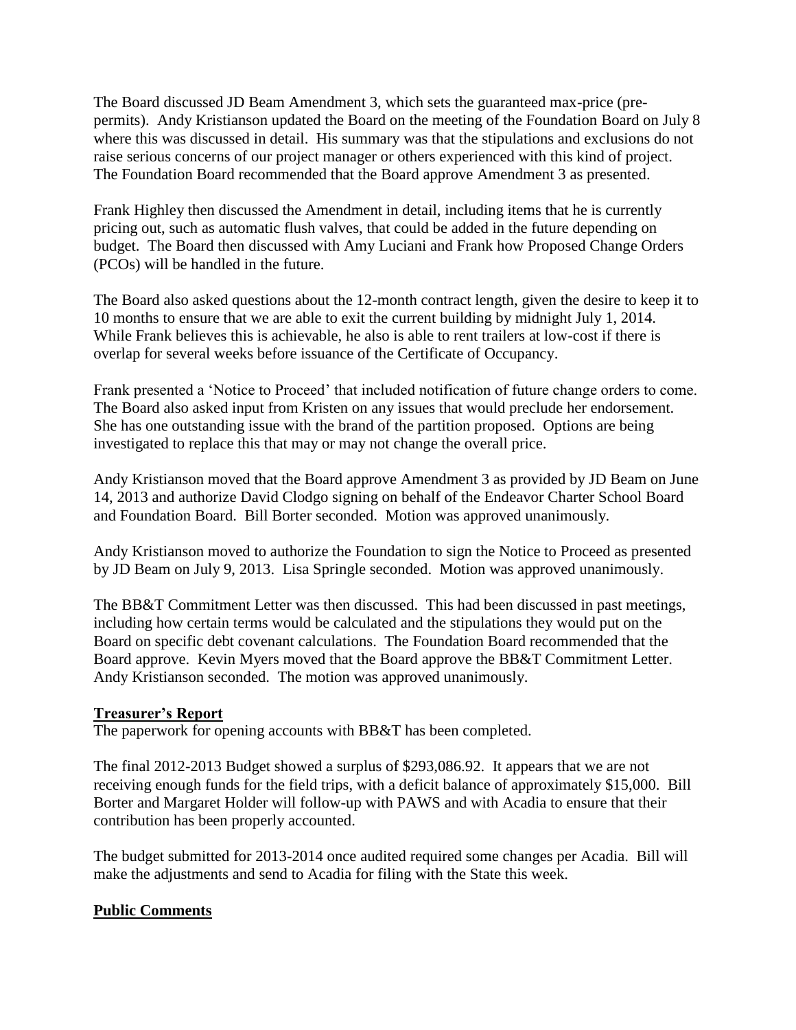The Board discussed JD Beam Amendment 3, which sets the guaranteed max-price (pre-permits). Andy Kristianson updated the Board on the meeting of the Foundation Board on July 8 where this was discussed in detail. His summary was that the stipulations and exclusions do not raise serious concerns of our project manager or others experienced with this kind of project. The Foundation Board recommended that the Board approve Amendment 3 as presented.

Frank Highley then discussed the Amendment in detail, including items that he is currently pricing out, such as automatic flush valves, that could be added in the future depending on budget. The Board then discussed with Amy Luciani and Frank how Proposed Change Orders (PCOs) will be handled in the future.

The Board also asked questions about the 12-month contract length, given the desire to keep it to 10 months to ensure that we are able to exit the current building by midnight July 1, 2014. While Frank believes this is achievable, he also is able to rent trailers at low-cost if there is overlap for several weeks before issuance of the Certificate of Occupancy.

Frank presented a 'Notice to Proceed' that included notification of future change orders to come. The Board also asked input from Kristen on any issues that would preclude her endorsement. She has one outstanding issue with the brand of the partition proposed. Options are being investigated to replace this that may or may not change the overall price.

Andy Kristianson moved that the Board approve Amendment 3 as provided by JD Beam on June 14, 2013 and authorize David Clodgo signing on behalf of the Endeavor Charter School Board and Foundation Board. Bill Borter seconded. Motion was approved unanimously.

Andy Kristianson moved to authorize the Foundation to sign the Notice to Proceed as presented by JD Beam on July 9, 2013. Lisa Springle seconded. Motion was approved unanimously.

The BB&T Commitment Letter was then discussed. This had been discussed in past meetings, including how certain terms would be calculated and the stipulations they would put on the Board on specific debt covenant calculations. The Foundation Board recommended that the Board approve. Kevin Myers moved that the Board approve the BB&T Commitment Letter. Andy Kristianson seconded. The motion was approved unanimously.

**Treasurer's Report**

The paperwork for opening accounts with BB&T has been completed.

The final 2012-2013 Budget showed a surplus of $293,086.92. It appears that we are not receiving enough funds for the field trips, with a deficit balance of approximately $15,000. Bill Borter and Margaret Holder will follow-up with PAWS and with Acadia to ensure that their contribution has been properly accounted.

The budget submitted for 2013-2014 once audited required some changes per Acadia. Bill will make the adjustments and send to Acadia for filing with the State this week.

**Public Comments**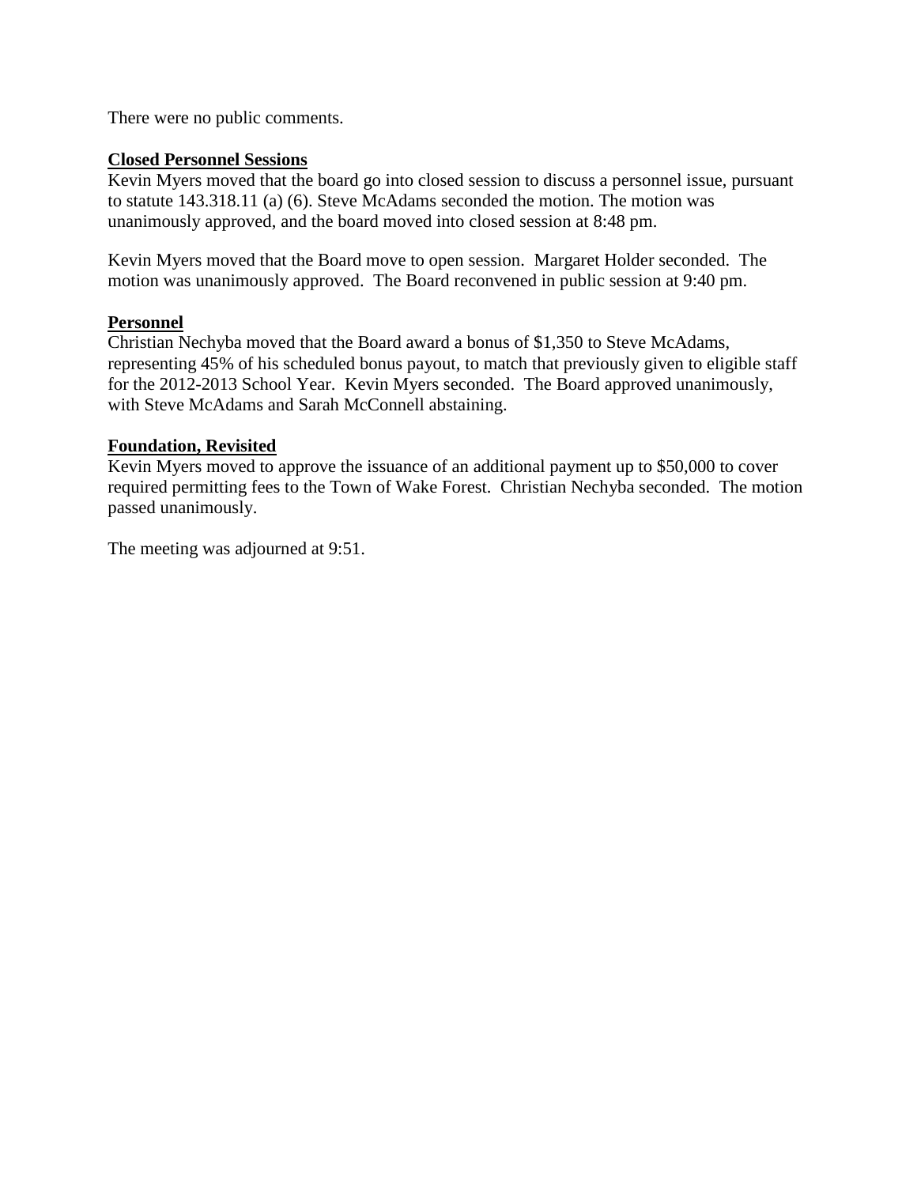There were no public comments.

**Closed Personnel Sessions**

Kevin Myers moved that the board go into closed session to discuss a personnel issue, pursuant to statute 143.318.11 (a) (6). Steve McAdams seconded the motion. The motion was unanimously approved, and the board moved into closed session at 8:48 pm.

Kevin Myers moved that the Board move to open session. Margaret Holder seconded. The motion was unanimously approved. The Board reconvened in public session at 9:40 pm.

**Personnel**

Christian Nechyba moved that the Board award a bonus of $1,350 to Steve McAdams, representing 45% of his scheduled bonus payout, to match that previously given to eligible staff for the 2012-2013 School Year. Kevin Myers seconded. The Board approved unanimously, with Steve McAdams and Sarah McConnell abstaining.

**Foundation, Revisited**

Kevin Myers moved to approve the issuance of an additional payment up to $50,000 to cover required permitting fees to the Town of Wake Forest. Christian Nechyba seconded. The motion passed unanimously.

The meeting was adjourned at 9:51.